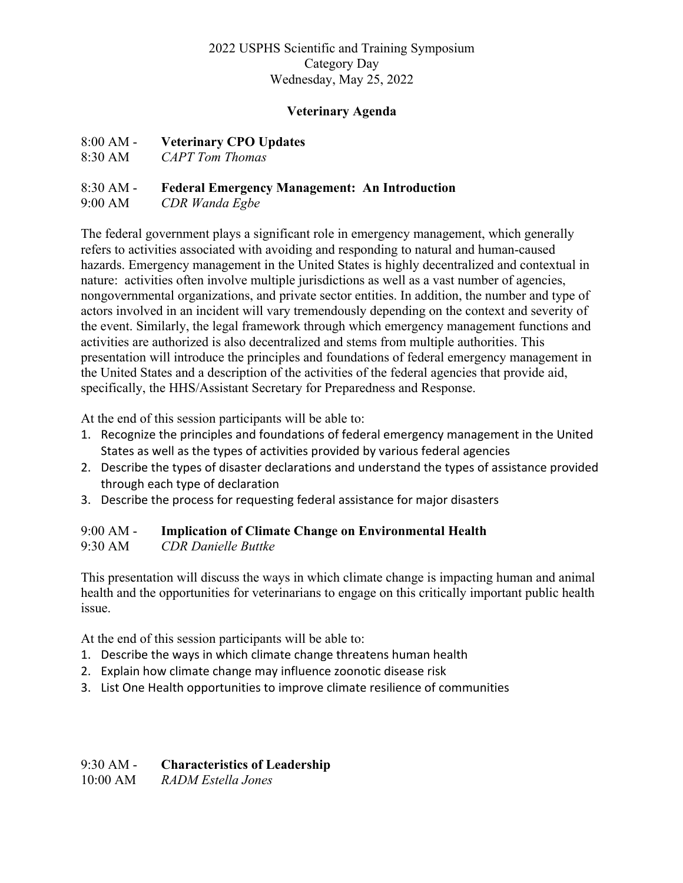2022 USPHS Scientific and Training Symposium
Category Day
Wednesday, May 25, 2022

## Veterinary Agenda

8:00 AM - 8:30 AM **Veterinary CPO Updates**
*CAPT Tom Thomas*

8:30 AM - 9:00 AM **Federal Emergency Management: An Introduction**
*CDR Wanda Egbe*

The federal government plays a significant role in emergency management, which generally refers to activities associated with avoiding and responding to natural and human-caused hazards. Emergency management in the United States is highly decentralized and contextual in nature: activities often involve multiple jurisdictions as well as a vast number of agencies, nongovernmental organizations, and private sector entities. In addition, the number and type of actors involved in an incident will vary tremendously depending on the context and severity of the event. Similarly, the legal framework through which emergency management functions and activities are authorized is also decentralized and stems from multiple authorities. This presentation will introduce the principles and foundations of federal emergency management in the United States and a description of the activities of the federal agencies that provide aid, specifically, the HHS/Assistant Secretary for Preparedness and Response.

At the end of this session participants will be able to:

1. Recognize the principles and foundations of federal emergency management in the United States as well as the types of activities provided by various federal agencies
2. Describe the types of disaster declarations and understand the types of assistance provided through each type of declaration
3. Describe the process for requesting federal assistance for major disasters

9:00 AM - 9:30 AM **Implication of Climate Change on Environmental Health**
*CDR Danielle Buttke*

This presentation will discuss the ways in which climate change is impacting human and animal health and the opportunities for veterinarians to engage on this critically important public health issue.

At the end of this session participants will be able to:

1. Describe the ways in which climate change threatens human health
2. Explain how climate change may influence zoonotic disease risk
3. List One Health opportunities to improve climate resilience of communities

9:30 AM - 10:00 AM **Characteristics of Leadership**
*RADM Estella Jones*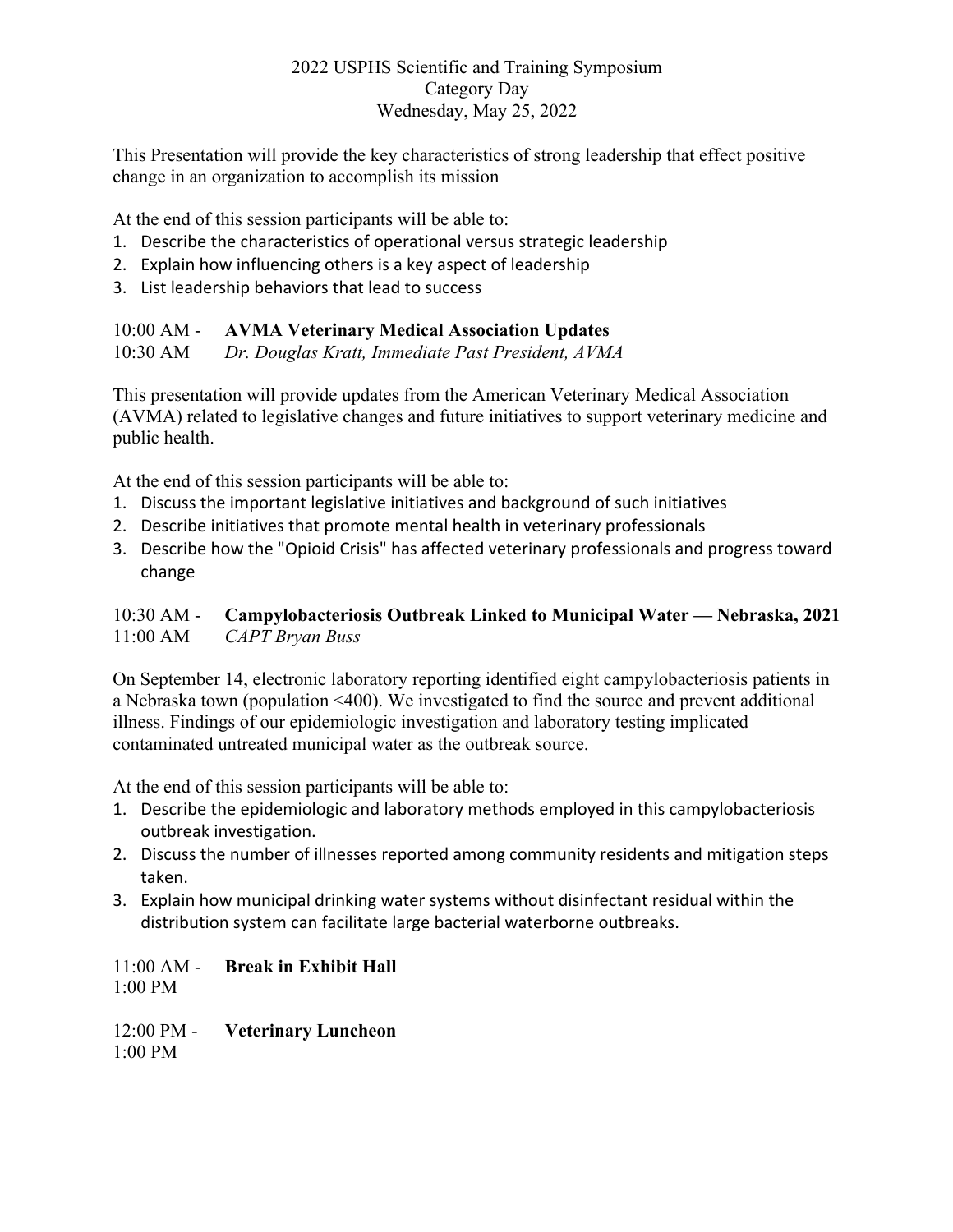2022 USPHS Scientific and Training Symposium
Category Day
Wednesday, May 25, 2022

This Presentation will provide the key characteristics of strong leadership that effect positive change in an organization to accomplish its mission

At the end of this session participants will be able to:

1. Describe the characteristics of operational versus strategic leadership
2. Explain how influencing others is a key aspect of leadership
3. List leadership behaviors that lead to success

10:00 AM - 10:30 AM **AVMA Veterinary Medical Association Updates**
*Dr. Douglas Kratt, Immediate Past President, AVMA*

This presentation will provide updates from the American Veterinary Medical Association (AVMA) related to legislative changes and future initiatives to support veterinary medicine and public health.

At the end of this session participants will be able to:

1. Discuss the important legislative initiatives and background of such initiatives
2. Describe initiatives that promote mental health in veterinary professionals
3. Describe how the "Opioid Crisis" has affected veterinary professionals and progress toward change

10:30 AM - 11:00 AM **Campylobacteriosis Outbreak Linked to Municipal Water — Nebraska, 2021**
*CAPT Bryan Buss*

On September 14, electronic laboratory reporting identified eight campylobacteriosis patients in a Nebraska town (population <400). We investigated to find the source and prevent additional illness. Findings of our epidemiologic investigation and laboratory testing implicated contaminated untreated municipal water as the outbreak source.

At the end of this session participants will be able to:

1. Describe the epidemiologic and laboratory methods employed in this campylobacteriosis outbreak investigation.
2. Discuss the number of illnesses reported among community residents and mitigation steps taken.
3. Explain how municipal drinking water systems without disinfectant residual within the distribution system can facilitate large bacterial waterborne outbreaks.

11:00 AM - 1:00 PM **Break in Exhibit Hall**

12:00 PM - 1:00 PM **Veterinary Luncheon**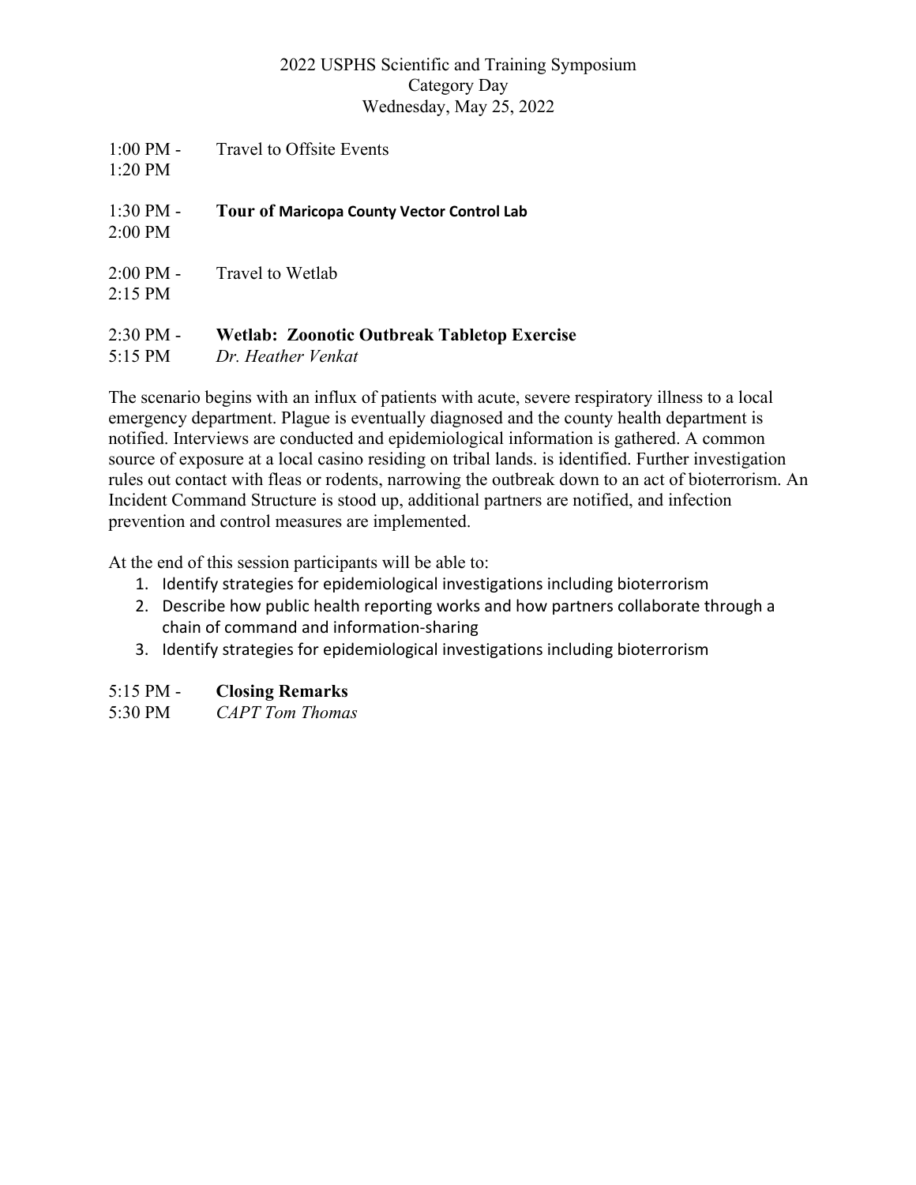2022 USPHS Scientific and Training Symposium
Category Day
Wednesday, May 25, 2022

| | |
|---|---|
| 1:00 PM - 1:20 PM | Travel to Offsite Events |
| 1:30 PM - 2:00 PM | **Tour of Maricopa County Vector Control Lab** |
| 2:00 PM - 2:15 PM | Travel to Wetlab |
| 2:30 PM - 5:15 PM | **Wetlab: Zoonotic Outbreak Tabletop Exercise** *Dr. Heather Venkat* |

The scenario begins with an influx of patients with acute, severe respiratory illness to a local emergency department. Plague is eventually diagnosed and the county health department is notified. Interviews are conducted and epidemiological information is gathered. A common source of exposure at a local casino residing on tribal lands. is identified. Further investigation rules out contact with fleas or rodents, narrowing the outbreak down to an act of bioterrorism. An Incident Command Structure is stood up, additional partners are notified, and infection prevention and control measures are implemented.

At the end of this session participants will be able to:

1. Identify strategies for epidemiological investigations including bioterrorism
2. Describe how public health reporting works and how partners collaborate through a chain of command and information-sharing
3. Identify strategies for epidemiological investigations including bioterrorism

| | |
|---|---|
| 5:15 PM - 5:30 PM | **Closing Remarks** *CAPT Tom Thomas* |